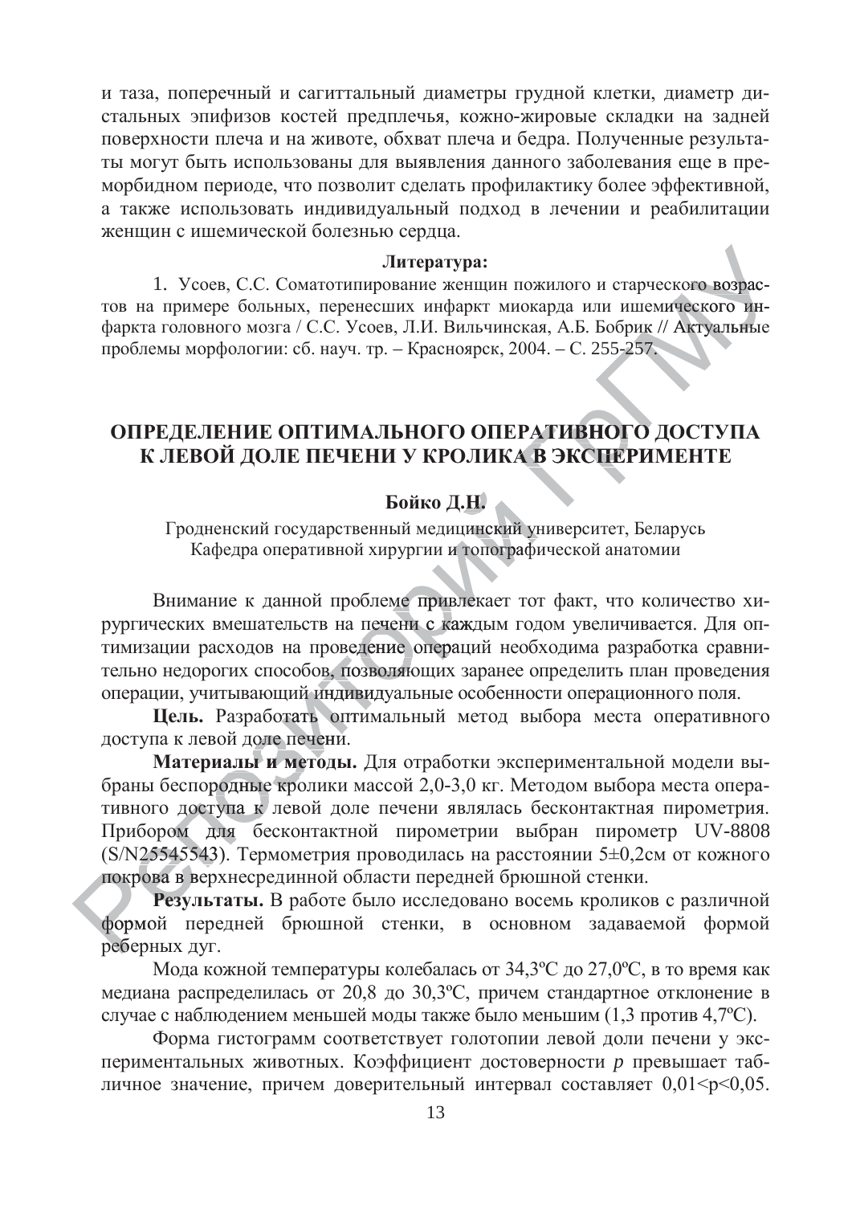и таза, поперечный и сагиттальный диаметры грудной клетки, диаметр дистальных эпифизов костей предплечья, кожно-жировые складки на задней поверхности плеча и на животе, обхват плеча и бедра. Полученные результаты могут быть использованы для выявления данного заболевания еще в преморбидном периоде, что позволит сделать профилактику более эффективной, а также использовать индивидуальный подход в лечении и реабилитации женщин с ишемической болезнью сердца.

**Литература:**

1. Усоев, С.С. Соматотипирование женщин пожилого и старческого возрастов на примере больных, перенесших инфаркт миокарда или ишемического инфаркта головного мозга / С.С. Усоев, Л.И. Вильчинская, А.Б. Бобрик // Актуальные проблемы морфологии: сб. науч. тр. – Красноярск, 2004. – С. 255-257.

## ОПРЕДЕЛЕНИЕ ОПТИМАЛЬНОГО ОПЕРАТИВНОГО ДОСТУПА К ЛЕВОЙ ДОЛЕ ПЕЧЕНИ У КРОЛИКА В ЭКСПЕРИМЕНТЕ

**Бойко Д.Н.**

Гродненский государственный медицинский университет, Беларусь
Кафедра оперативной хирургии и топографической анатомии

Внимание к данной проблеме привлекает тот факт, что количество хирургических вмешательств на печени с каждым годом увеличивается. Для оптимизации расходов на проведение операций необходима разработка сравнительно недорогих способов, позволяющих заранее определить план проведения операции, учитывающий индивидуальные особенности операционного поля.

**Цель.** Разработать оптимальный метод выбора места оперативного доступа к левой доле печени.

**Материалы и методы.** Для отработки экспериментальной модели выбраны беспородные кролики массой 2,0-3,0 кг. Методом выбора места оперативного доступа к левой доле печени являлась бесконтактная пирометрия. Прибором для бесконтактной пирометрии выбран пирометр UV-8808 (S/N25545543). Термометрия проводилась на расстоянии 5±0,2см от кожного покрова в верхнесрединной области передней брюшной стенки.

**Результаты.** В работе было исследовано восемь кроликов с различной формой передней брюшной стенки, в основном задаваемой формой реберных дуг.

Мода кожной температуры колебалась от 34,3ºC до 27,0ºC, в то время как медиана распределилась от 20,8 до 30,3ºC, причем стандартное отклонение в случае с наблюдением меньшей моды также было меньшим (1,3 против 4,7ºC).

Форма гистограмм соответствует голотопии левой доли печени у экспериментальных животных. Коэффициент достоверности *p* превышает табличное значение, причем доверительный интервал составляет $0,01<p<0,05$.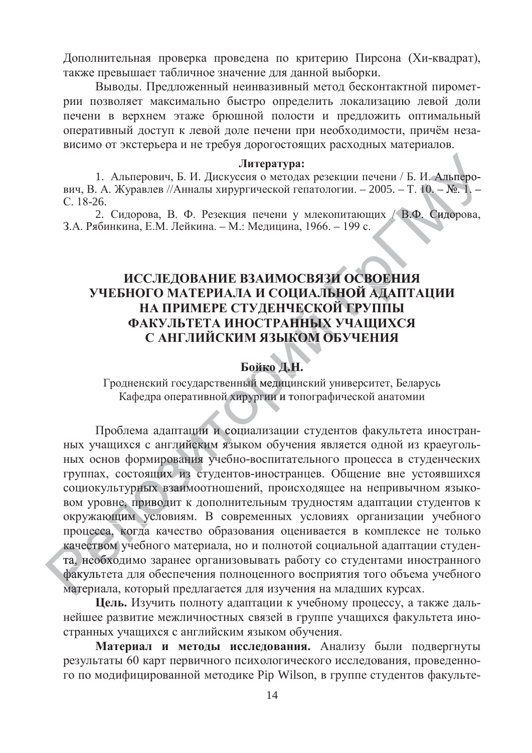Дополнительная проверка проведена по критерию Пирсона (Хи-квадрат), также превышает табличное значение для данной выборки.

Выводы. Предложенный неинвазивный метод бесконтактной пирометрии позволяет максимально быстро определить локализацию левой доли печени в верхнем этаже брюшной полости и предложить оптимальный оперативный доступ к левой доле печени при необходимости, причём независимо от экстерьера и не требуя дорогостоящих расходных материалов.

**Литература:**

1. Альперович, Б. И. Дискуссия о методах резекции печени / Б. И. Альперович, В. А. Журавлев //Анналы хирургической гепатологии. – 2005. – Т. 10. – №. 1. – С. 18-26.
2. Сидорова, В. Ф. Резекция печени у млекопитающих / В.Ф. Сидорова, З.А. Рябинкина, Е.М. Лейкина. – М.: Медицина, 1966. – 199 с.

# ИССЛЕДОВАНИЕ ВЗАИМОСВЯЗИ ОСВОЕНИЯ УЧЕБНОГО МАТЕРИАЛА И СОЦИАЛЬНОЙ АДАПТАЦИИ НА ПРИМЕРЕ СТУДЕНЧЕСКОЙ ГРУППЫ ФАКУЛЬТЕТА ИНОСТРАННЫХ УЧАЩИХСЯ С АНГЛИЙСКИМ ЯЗЫКОМ ОБУЧЕНИЯ

**Бойко Д.Н.**

Гродненский государственный медицинский университет, Беларусь
Кафедра оперативной хирургии и топографической анатомии

Проблема адаптации и социализации студентов факультета иностранных учащихся с английским языком обучения является одной из краеугольных основ формирования учебно-воспитательного процесса в студенческих группах, состоящих из студентов-иностранцев. Общение вне устоявшихся социокультурных взаимоотношений, происходящее на непривычном языковом уровне, приводит к дополнительным трудностям адаптации студентов к окружающим условиям. В современных условиях организации учебного процесса, когда качество образования оценивается в комплексе не только качеством учебного материала, но и полнотой социальной адаптации студента, необходимо заранее организовывать работу со студентами иностранного факультета для обеспечения полноценного восприятия того объема учебного материала, который предлагается для изучения на младших курсах.

**Цель.** Изучить полноту адаптации к учебному процессу, а также дальнейшее развитие межличностных связей в группе учащихся факультета иностранных учащихся с английским языком обучения.

**Материал и методы исследования.** Анализу были подвергнуты результаты 60 карт первичного психологического исследования, проведенного по модифицированной методике Pip Wilson, в группе студентов факульте-